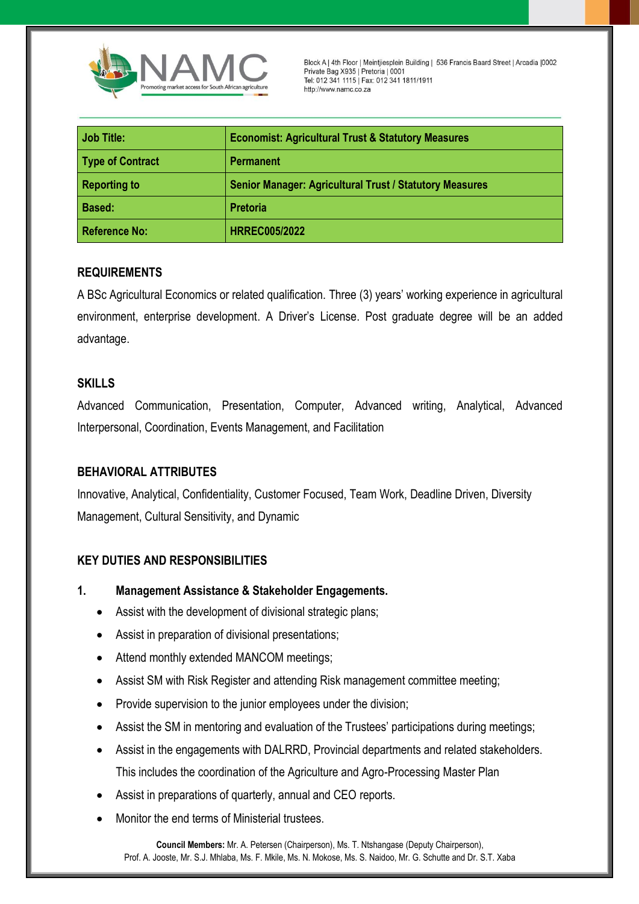NAMC

Promoting market access for South African agriculture

Block A | 4th Floor | Meintjiesplein Building | 536 Francis Baard Street | Arcadia |0002
Private Bag X935 | Pretoria | 0001
Tel: 012 341 1115 | Fax: 012 341 1811/1911
http://www.namc.co.za

| Job Title: | Economist: Agricultural Trust & Statutory Measures |
|---|---|
| Type of Contract | Permanent |
| Reporting to | Senior Manager: Agricultural Trust / Statutory Measures |
| Based: | Pretoria |
| Reference No: | HRREC005/2022 |

## REQUIREMENTS

A BSc Agricultural Economics or related qualification. Three (3) years' working experience in agricultural environment, enterprise development. A Driver's License. Post graduate degree will be an added advantage.

## SKILLS

Advanced Communication, Presentation, Computer, Advanced writing, Analytical, Advanced Interpersonal, Coordination, Events Management, and Facilitation

## BEHAVIORAL ATTRIBUTES

Innovative, Analytical, Confidentiality, Customer Focused, Team Work, Deadline Driven, Diversity Management, Cultural Sensitivity, and Dynamic

## KEY DUTIES AND RESPONSIBILITIES

### 1. Management Assistance & Stakeholder Engagements.

- Assist with the development of divisional strategic plans;
- Assist in preparation of divisional presentations;
- Attend monthly extended MANCOM meetings;
- Assist SM with Risk Register and attending Risk management committee meeting;
- Provide supervision to the junior employees under the division;
- Assist the SM in mentoring and evaluation of the Trustees' participations during meetings;
- Assist in the engagements with DALRRD, Provincial departments and related stakeholders. This includes the coordination of the Agriculture and Agro-Processing Master Plan
- Assist in preparations of quarterly, annual and CEO reports.
- Monitor the end terms of Ministerial trustees.

**Council Members:** Mr. A. Petersen (Chairperson), Ms. T. Ntshangase (Deputy Chairperson), Prof. A. Jooste, Mr. S.J. Mhlaba, Ms. F. Mkile, Ms. N. Mokose, Ms. S. Naidoo, Mr. G. Schutte and Dr. S.T. Xaba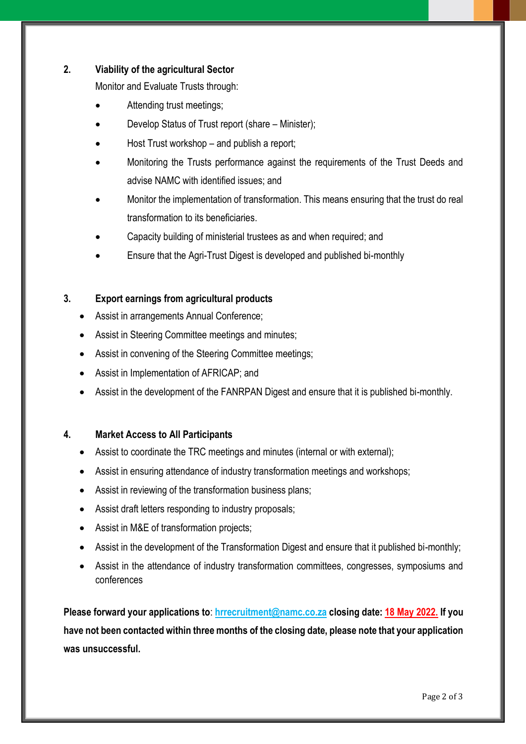## 2. Viability of the agricultural Sector

Monitor and Evaluate Trusts through:

- Attending trust meetings;
- Develop Status of Trust report (share – Minister);
- Host Trust workshop – and publish a report;
- Monitoring the Trusts performance against the requirements of the Trust Deeds and advise NAMC with identified issues; and
- Monitor the implementation of transformation. This means ensuring that the trust do real transformation to its beneficiaries.
- Capacity building of ministerial trustees as and when required; and
- Ensure that the Agri-Trust Digest is developed and published bi-monthly

## 3. Export earnings from agricultural products

- Assist in arrangements Annual Conference;
- Assist in Steering Committee meetings and minutes;
- Assist in convening of the Steering Committee meetings;
- Assist in Implementation of AFRICAP; and
- Assist in the development of the FANRPAN Digest and ensure that it is published bi-monthly.

## 4. Market Access to All Participants

- Assist to coordinate the TRC meetings and minutes (internal or with external);
- Assist in ensuring attendance of industry transformation meetings and workshops;
- Assist in reviewing of the transformation business plans;
- Assist draft letters responding to industry proposals;
- Assist in M&E of transformation projects;
- Assist in the development of the Transformation Digest and ensure that it published bi-monthly;
- Assist in the attendance of industry transformation committees, congresses, symposiums and conferences

**Please forward your applications to**: **hrrecruitment@namc.co.za** **closing date: 18 May 2022. If you have not been contacted within three months of the closing date, please note that your application was unsuccessful.**